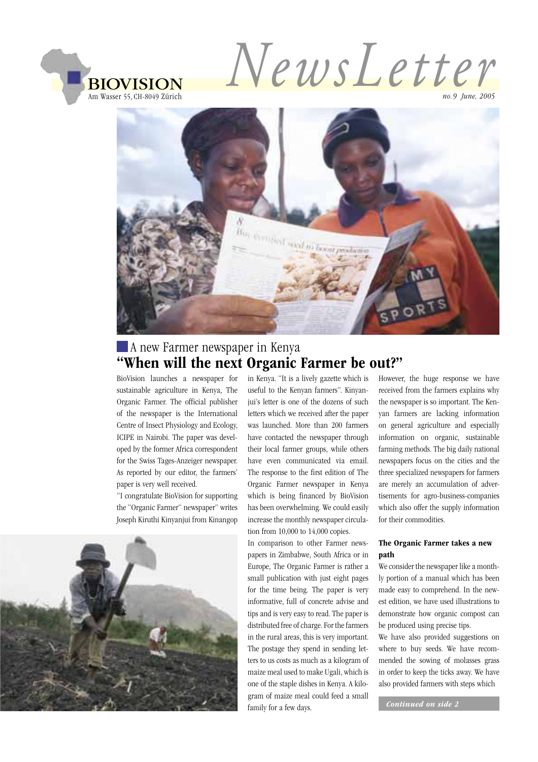BIOVISION
Am Wasser 55, CH-8049 Zürich

# NewsLetter

*no.9 June, 2005*

## A new Farmer newspaper in Kenya
# "When will the next Organic Farmer be out?"

BioVision launches a newspaper for sustainable agriculture in Kenya, The Organic Farmer. The official publisher of the newspaper is the International Centre of Insect Physiology and Ecology, ICIPE in Nairobi. The paper was developed by the former Africa correspondent for the Swiss Tages-Anzeiger newspaper. As reported by our editor, the farmers' paper is very well received.

"I congratulate BioVision for supporting the "Organic Farmer" newspaper" writes Joseph Kiruthi Kinyanjui from Kinangop in Kenya. "It is a lively gazette which is useful to the Kenyan farmers". Kinyanjui's letter is one of the dozens of such letters which we received after the paper was launched. More than 200 farmers have contacted the newspaper through their local farmer groups, while others have even communicated via email. The response to the first edition of The Organic Farmer newspaper in Kenya which is being financed by BioVision has been overwhelming. We could easily increase the monthly newspaper circulation from 10,000 to 14,000 copies.

In comparison to other Farmer newspapers in Zimbabwe, South Africa or in Europe, The Organic Farmer is rather a small publication with just eight pages for the time being. The paper is very informative, full of concrete advise and tips and is very easy to read. The paper is distributed free of charge. For the farmers in the rural areas, this is very important. The postage they spend in sending letters to us costs as much as a kilogram of maize meal used to make Ugali, which is one of the staple dishes in Kenya. A kilogram of maize meal could feed a small family for a few days.

However, the huge response we have received from the farmers explains why the newspaper is so important. The Kenyan farmers are lacking information on general agriculture and especially information on organic, sustainable farming methods. The big daily national newspapers focus on the cities and the three specialized newspapers for farmers are merely an accumulation of advertisements for agro-business-companies which also offer the supply information for their commodities.

### The Organic Farmer takes a new path

We consider the newspaper like a monthly portion of a manual which has been made easy to comprehend. In the newest edition, we have used illustrations to demonstrate how organic compost can be produced using precise tips.

We have also provided suggestions on where to buy seeds. We have recommended the sowing of molasses grass in order to keep the ticks away. We have also provided farmers with steps which

*Continued on side 2*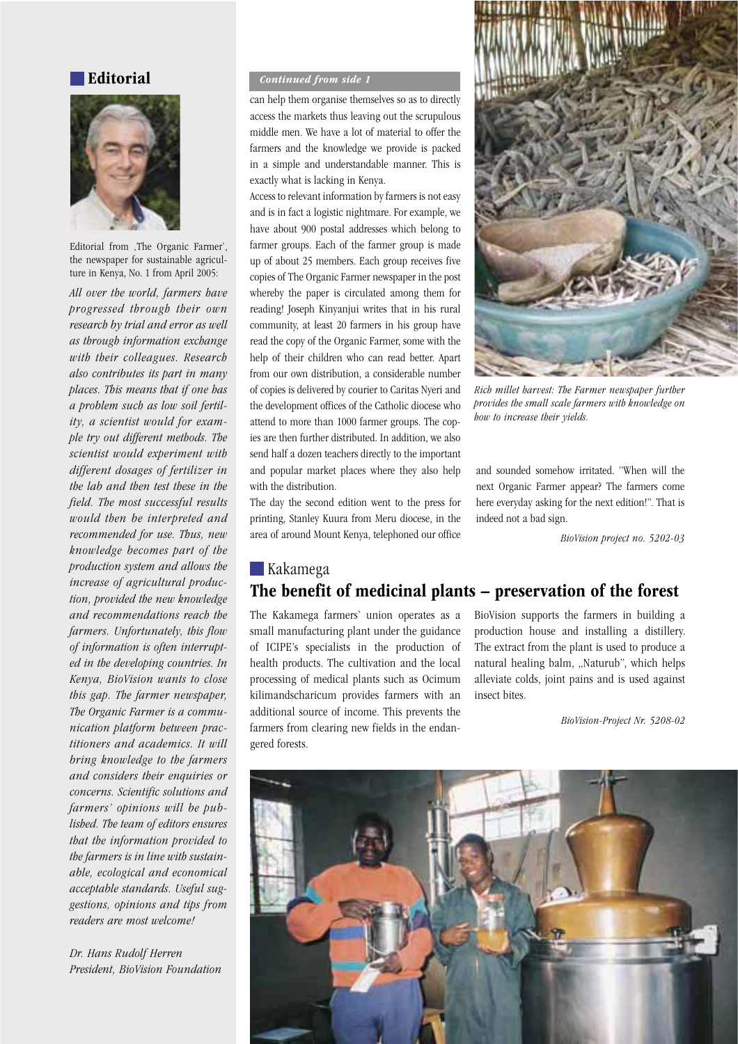## Editorial

Editorial from ‚The Organic Farmer', the newspaper for sustainable agriculture in Kenya, No. 1 from April 2005:

*All over the world, farmers have progressed through their own research by trial and error as well as through information exchange with their colleagues. Research also contributes its part in many places. This means that if one has a problem such as low soil fertility, a scientist would for example try out different methods. The scientist would experiment with different dosages of fertilizer in the lab and then test these in the field. The most successful results would then be interpreted and recommended for use. Thus, new knowledge becomes part of the production system and allows the increase of agricultural production, provided the new knowledge and recommendations reach the farmers. Unfortunately, this flow of information is often interrupted in the developing countries. In Kenya, BioVision wants to close this gap. The farmer newspaper, The Organic Farmer is a communication platform between practitioners and academics. It will bring knowledge to the farmers and considers their enquiries or concerns. Scientific solutions and farmers' opinions will be published. The team of editors ensures that the information provided to the farmers is in line with sustainable, ecological and economical acceptable standards. Useful suggestions, opinions and tips from readers are most welcome!*

*Dr. Hans Rudolf Herren*
*President, BioVision Foundation*

*Continued from side 1*

can help them organise themselves so as to directly access the markets thus leaving out the scrupulous middle men. We have a lot of material to offer the farmers and the knowledge we provide is packed in a simple and understandable manner. This is exactly what is lacking in Kenya.

Access to relevant information by farmers is not easy and is in fact a logistic nightmare. For example, we have about 900 postal addresses which belong to farmer groups. Each of the farmer group is made up of about 25 members. Each group receives five copies of The Organic Farmer newspaper in the post whereby the paper is circulated among them for reading! Joseph Kinyanjui writes that in his rural community, at least 20 farmers in his group have read the copy of the Organic Farmer, some with the help of their children who can read better. Apart from our own distribution, a considerable number of copies is delivered by courier to Caritas Nyeri and the development offices of the Catholic diocese who attend to more than 1000 farmer groups. The copies are then further distributed. In addition, we also send half a dozen teachers directly to the important and popular market places where they also help with the distribution.

The day the second edition went to the press for printing, Stanley Kuura from Meru diocese, in the area of around Mount Kenya, telephoned our office and sounded somehow irritated. "When will the next Organic Farmer appear? The farmers come here everyday asking for the next edition!". That is indeed not a bad sign.

*BioVision project no. 5202-03*

*Rich millet harvest: The Farmer newspaper further provides the small scale farmers with knowledge on how to increase their yields.*

## Kakamega

## The benefit of medicinal plants – preservation of the forest

The Kakamega farmers' union operates as a small manufacturing plant under the guidance of ICIPE's specialists in the production of health products. The cultivation and the local processing of medical plants such as Ocimum kilimandscharicum provides farmers with an additional source of income. This prevents the farmers from clearing new fields in the endangered forests.

BioVision supports the farmers in building a production house and installing a distillery. The extract from the plant is used to produce a natural healing balm, „Naturub", which helps alleviate colds, joint pains and is used against insect bites.

*BioVision-Project Nr. 5208-02*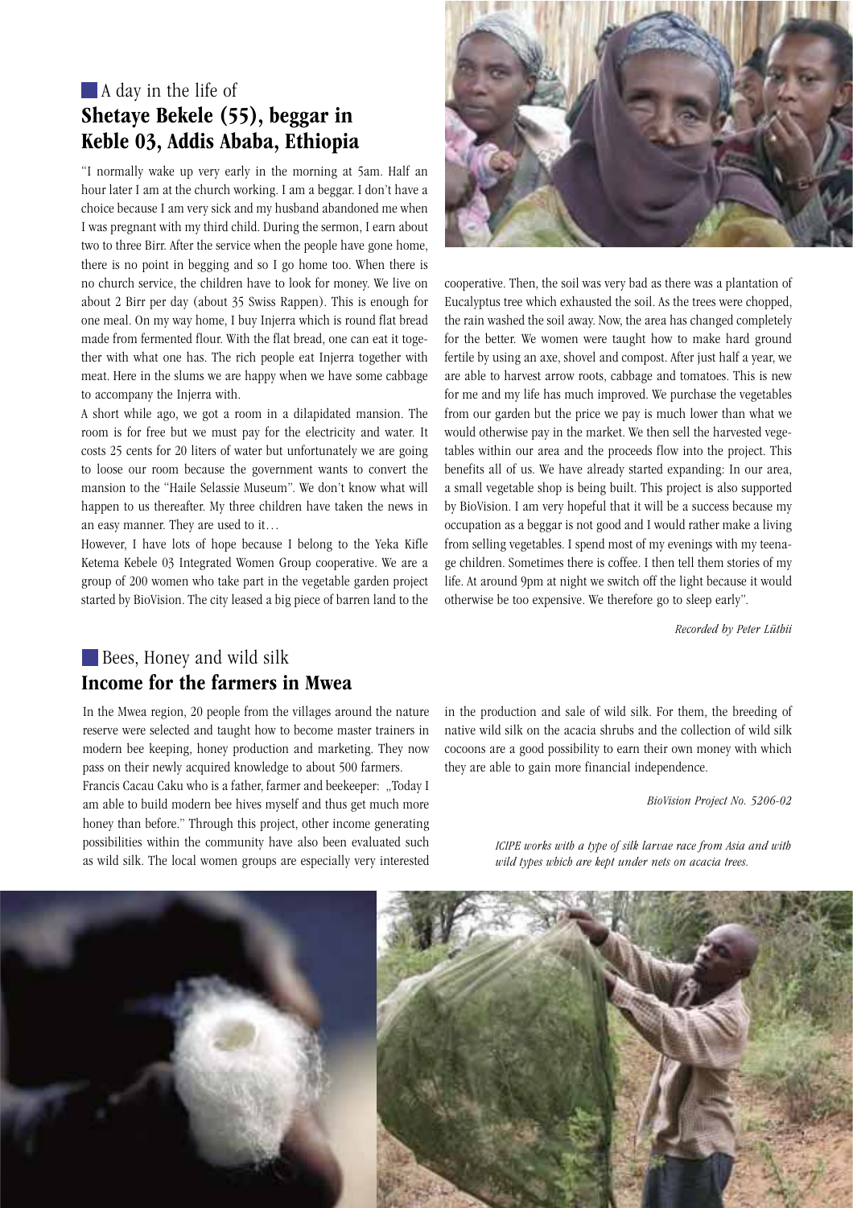## A day in the life of **Shetaye Bekele (55), beggar in Keble 03, Addis Ababa, Ethiopia**

"I normally wake up very early in the morning at 5am. Half an hour later I am at the church working. I am a beggar. I don't have a choice because I am very sick and my husband abandoned me when I was pregnant with my third child. During the sermon, I earn about two to three Birr. After the service when the people have gone home, there is no point in begging and so I go home too. When there is no church service, the children have to look for money. We live on about 2 Birr per day (about 35 Swiss Rappen). This is enough for one meal. On my way home, I buy Injerra which is round flat bread made from fermented flour. With the flat bread, one can eat it together with what one has. The rich people eat Injerra together with meat. Here in the slums we are happy when we have some cabbage to accompany the Injerra with.

A short while ago, we got a room in a dilapidated mansion. The room is for free but we must pay for the electricity and water. It costs 25 cents for 20 liters of water but unfortunately we are going to loose our room because the government wants to convert the mansion to the "Haile Selassie Museum". We don't know what will happen to us thereafter. My three children have taken the news in an easy manner. They are used to it…

However, I have lots of hope because I belong to the Yeka Kifle Ketema Kebele 03 Integrated Women Group cooperative. We are a group of 200 women who take part in the vegetable garden project started by BioVision. The city leased a big piece of barren land to the cooperative. Then, the soil was very bad as there was a plantation of Eucalyptus tree which exhausted the soil. As the trees were chopped, the rain washed the soil away. Now, the area has changed completely for the better. We women were taught how to make hard ground fertile by using an axe, shovel and compost. After just half a year, we are able to harvest arrow roots, cabbage and tomatoes. This is new for me and my life has much improved. We purchase the vegetables from our garden but the price we pay is much lower than what we would otherwise pay in the market. We then sell the harvested vegetables within our area and the proceeds flow into the project. This benefits all of us. We have already started expanding: In our area, a small vegetable shop is being built. This project is also supported by BioVision. I am very hopeful that it will be a success because my occupation as a beggar is not good and I would rather make a living from selling vegetables. I spend most of my evenings with my teenage children. Sometimes there is coffee. I then tell them stories of my life. At around 9pm at night we switch off the light because it would otherwise be too expensive. We therefore go to sleep early".

*Recorded by Peter Lüthi*

## Bees, Honey and wild silk **Income for the farmers in Mwea**

In the Mwea region, 20 people from the villages around the nature reserve were selected and taught how to become master trainers in modern bee keeping, honey production and marketing. They now pass on their newly acquired knowledge to about 500 farmers.

Francis Cacau Caku who is a father, farmer and beekeeper: „Today I am able to build modern bee hives myself and thus get much more honey than before." Through this project, other income generating possibilities within the community have also been evaluated such as wild silk. The local women groups are especially very interested in the production and sale of wild silk. For them, the breeding of native wild silk on the acacia shrubs and the collection of wild silk cocoons are a good possibility to earn their own money with which they are able to gain more financial independence.

*BioVision Project No. 5206-02*

*ICIPE works with a type of silk larvae race from Asia and with wild types which are kept under nets on acacia trees.*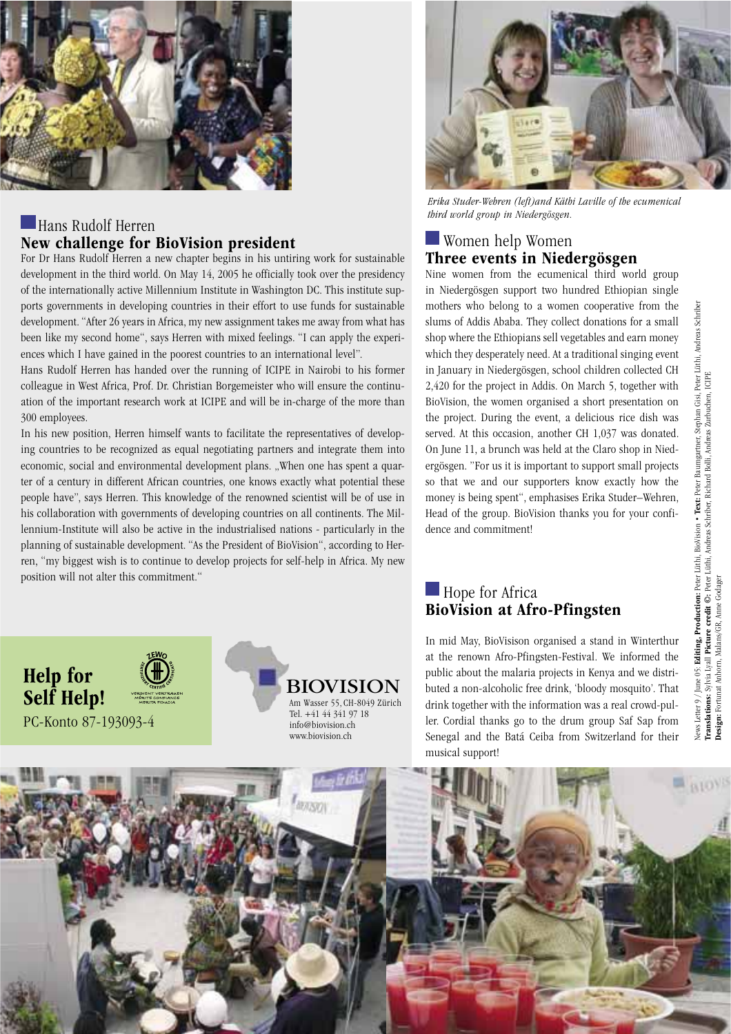## Hans Rudolf Herren

### New challenge for BioVision president

For Dr Hans Rudolf Herren a new chapter begins in his untiring work for sustainable development in the third world. On May 14, 2005 he officially took over the presidency of the internationally active Millennium Institute in Washington DC. This institute supports governments in developing countries in their effort to use funds for sustainable development. "After 26 years in Africa, my new assignment takes me away from what has been like my second home", says Herren with mixed feelings. "I can apply the experiences which I have gained in the poorest countries to an international level".

Hans Rudolf Herren has handed over the running of ICIPE in Nairobi to his former colleague in West Africa, Prof. Dr. Christian Borgemeister who will ensure the continuation of the important research work at ICIPE and will be in-charge of the more than 300 employees.

In his new position, Herren himself wants to facilitate the representatives of developing countries to be recognized as equal negotiating partners and integrate them into economic, social and environmental development plans. „When one has spent a quarter of a century in different African countries, one knows exactly what potential these people have", says Herren. This knowledge of the renowned scientist will be of use in his collaboration with governments of developing countries on all continents. The Millennium-Institute will also be active in the industrialised nations - particularly in the planning of sustainable development. "As the President of BioVision", according to Herren, "my biggest wish is to continue to develop projects for self-help in Africa. My new position will not alter this commitment."

**Help for Self Help!**

PC-Konto 87-193093-4

ZEWO – VERDIENT VERTRAUEN / MÉRITE CONFIANCE / MERITA FIDUCIA

**BIOVISION**

Am Wasser 55, CH-8049 Zürich
Tel. +41 44 341 97 18
info@biovision.ch
www.biovision.ch

*Erika Studer-Wehren (left)and Käthi Laville of the ecumenical third world group in Niedergösgen.*

## Women help Women

### Three events in Niedergösgen

Nine women from the ecumenical third world group in Niedergösgen support two hundred Ethiopian single mothers who belong to a women cooperative from the slums of Addis Ababa. They collect donations for a small shop where the Ethiopians sell vegetables and earn money which they desperately need. At a traditional singing event in January in Niedergösgen, school children collected CH 2,420 for the project in Addis. On March 5, together with BioVision, the women organised a short presentation on the project. During the event, a delicious rice dish was served. At this occasion, another CH 1,037 was donated. On June 11, a brunch was held at the Claro shop in Niedergösgen. "For us it is important to support small projects so that we and our supporters know exactly how the money is being spent", emphasises Erika Studer–Wehren, Head of the group. BioVision thanks you for your confidence and commitment!

## Hope for Africa

### BioVision at Afro-Pfingsten

In mid May, BioVisison organised a stand in Winterthur at the renown Afro-Pfingsten-Festival. We informed the public about the malaria projects in Kenya and we distributed a non-alcoholic free drink, 'bloody mosquito'. That drink together with the information was a real crowd-puller. Cordial thanks go to the drum group Saf Sap from Senegal and the Batá Ceiba from Switzerland for their musical support!

News Letter 9 / June 05: **Editing, Production:** Peter Lüthi, BioVision • **Text:** Peter Baumgartner, Stephan Gisi, Peter Lüthi, Andreas Schriber
**Translations:** Sylvia Lyall **Picture credit ©:** Peter Lüthi, Andreas Schriber, Richard Bolli, Andreas Zurbuchen, ICIPE
**Design:** Fortunat Anhorn, Malans/GR, Anne Godager